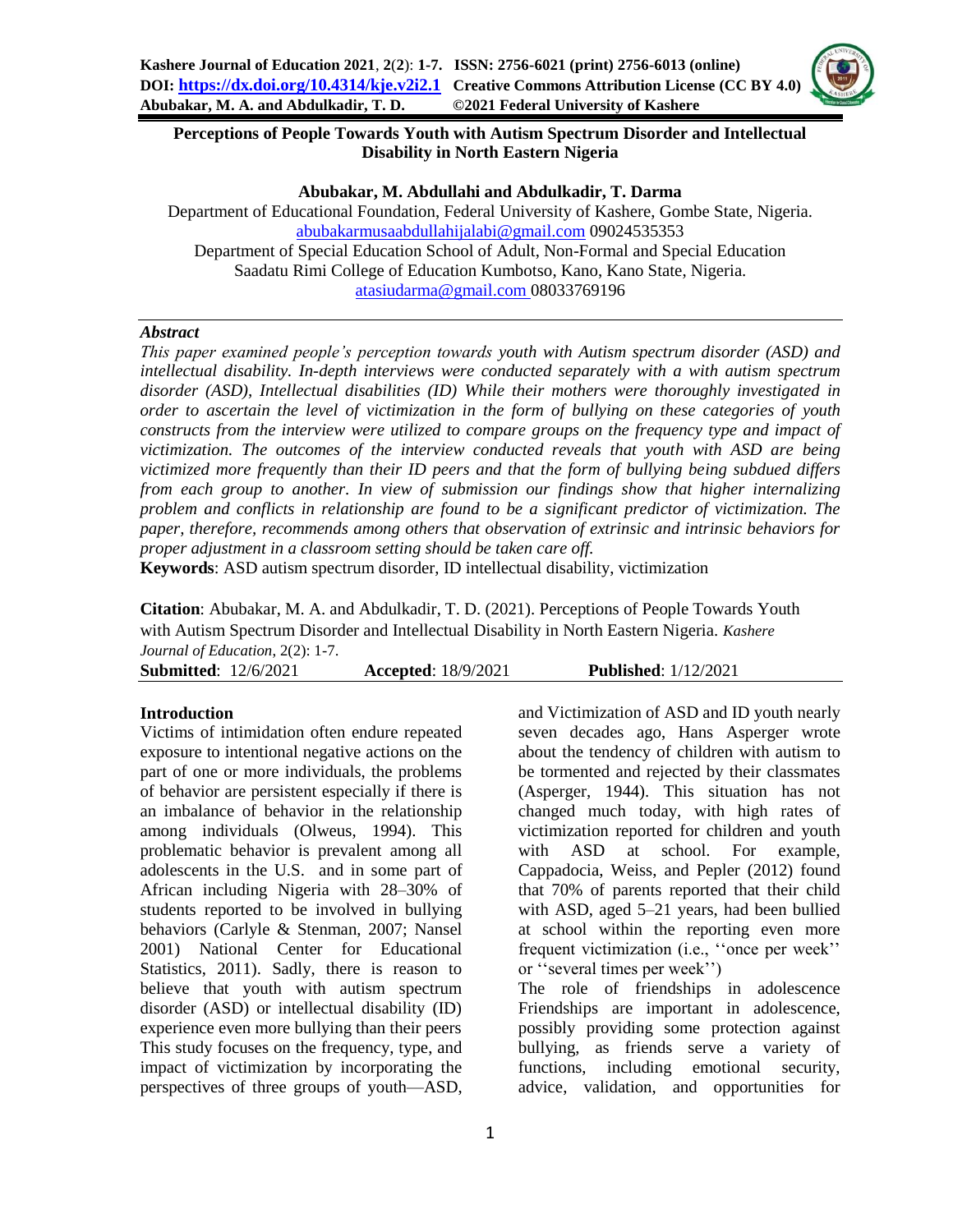# Perceptions of People Towards Youth with Autism Spectrum Disorder and Intellectual Disability in North Eastern Nigeria

**Abubakar, M. Abdullahi and Abdulkadir, T. Darma**

Department of Educational Foundation, Federal University of Kashere, Gombe State, Nigeria.
abubakarmusaabdullahijalabi@gmail.com 09024535353

Department of Special Education School of Adult, Non-Formal and Special Education
Saadatu Rimi College of Education Kumbotso, Kano, Kano State, Nigeria.
atasiudarma@gmail.com 08033769196

### *Abstract*

*This paper examined people's perception towards youth with Autism spectrum disorder (ASD) and intellectual disability. In-depth interviews were conducted separately with a with autism spectrum disorder (ASD), Intellectual disabilities (ID) While their mothers were thoroughly investigated in order to ascertain the level of victimization in the form of bullying on these categories of youth constructs from the interview were utilized to compare groups on the frequency type and impact of victimization. The outcomes of the interview conducted reveals that youth with ASD are being victimized more frequently than their ID peers and that the form of bullying being subdued differs from each group to another. In view of submission our findings show that higher internalizing problem and conflicts in relationship are found to be a significant predictor of victimization. The paper, therefore, recommends among others that observation of extrinsic and intrinsic behaviors for proper adjustment in a classroom setting should be taken care off.*

**Keywords**: ASD autism spectrum disorder, ID intellectual disability, victimization

**Citation**: Abubakar, M. A. and Abdulkadir, T. D. (2021). Perceptions of People Towards Youth with Autism Spectrum Disorder and Intellectual Disability in North Eastern Nigeria. *Kashere Journal of Education*, 2(2): 1-7.

**Submitted**: 12/6/2021 **Accepted**: 18/9/2021 **Published**: 1/12/2021

## Introduction

Victims of intimidation often endure repeated exposure to intentional negative actions on the part of one or more individuals, the problems of behavior are persistent especially if there is an imbalance of behavior in the relationship among individuals (Olweus, 1994). This problematic behavior is prevalent among all adolescents in the U.S. and in some part of African including Nigeria with 28–30% of students reported to be involved in bullying behaviors (Carlyle & Stenman, 2007; Nansel 2001) National Center for Educational Statistics, 2011). Sadly, there is reason to believe that youth with autism spectrum disorder (ASD) or intellectual disability (ID) experience even more bullying than their peers This study focuses on the frequency, type, and impact of victimization by incorporating the perspectives of three groups of youth—ASD, and Victimization of ASD and ID youth nearly seven decades ago, Hans Asperger wrote about the tendency of children with autism to be tormented and rejected by their classmates (Asperger, 1944). This situation has not changed much today, with high rates of victimization reported for children and youth with ASD at school. For example, Cappadocia, Weiss, and Pepler (2012) found that 70% of parents reported that their child with ASD, aged 5–21 years, had been bullied at school within the reporting even more frequent victimization (i.e., ''once per week'' or ''several times per week'')

The role of friendships in adolescence Friendships are important in adolescence, possibly providing some protection against bullying, as friends serve a variety of functions, including emotional security, advice, validation, and opportunities for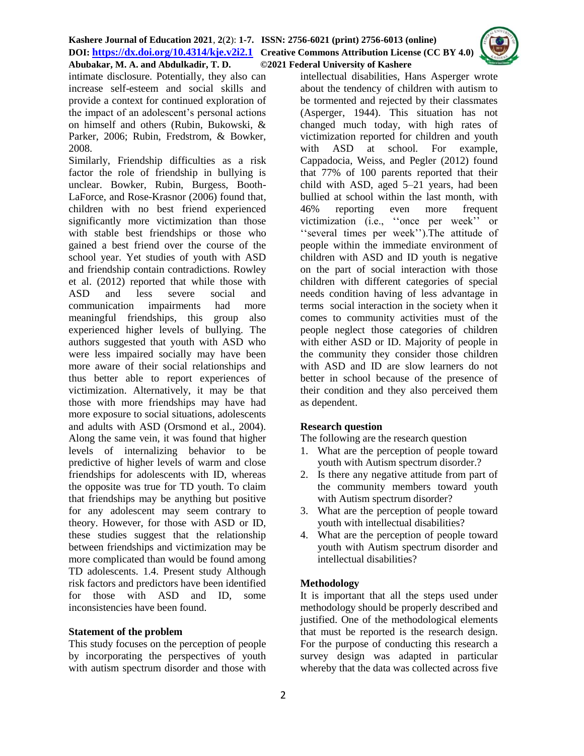intimate disclosure. Potentially, they also can increase self-esteem and social skills and provide a context for continued exploration of the impact of an adolescent's personal actions on himself and others (Rubin, Bukowski, & Parker, 2006; Rubin, Fredstrom, & Bowker, 2008.

Similarly, Friendship difficulties as a risk factor the role of friendship in bullying is unclear. Bowker, Rubin, Burgess, Booth-LaForce, and Rose-Krasnor (2006) found that, children with no best friend experienced significantly more victimization than those with stable best friendships or those who gained a best friend over the course of the school year. Yet studies of youth with ASD and friendship contain contradictions. Rowley et al. (2012) reported that while those with ASD and less severe social and communication impairments had more meaningful friendships, this group also experienced higher levels of bullying. The authors suggested that youth with ASD who were less impaired socially may have been more aware of their social relationships and thus better able to report experiences of victimization. Alternatively, it may be that those with more friendships may have had more exposure to social situations, adolescents and adults with ASD (Orsmond et al., 2004). Along the same vein, it was found that higher levels of internalizing behavior to be predictive of higher levels of warm and close friendships for adolescents with ID, whereas the opposite was true for TD youth. To claim that friendships may be anything but positive for any adolescent may seem contrary to theory. However, for those with ASD or ID, these studies suggest that the relationship between friendships and victimization may be more complicated than would be found among TD adolescents. 1.4. Present study Although risk factors and predictors have been identified for those with ASD and ID, some inconsistencies have been found.

## Statement of the problem

This study focuses on the perception of people by incorporating the perspectives of youth with autism spectrum disorder and those with intellectual disabilities, Hans Asperger wrote about the tendency of children with autism to be tormented and rejected by their classmates (Asperger, 1944). This situation has not changed much today, with high rates of victimization reported for children and youth with ASD at school. For example, Cappadocia, Weiss, and Pegler (2012) found that 77% of 100 parents reported that their child with ASD, aged 5–21 years, had been bullied at school within the last month, with 46% reporting even more frequent victimization (i.e., ''once per week'' or ''several times per week'').The attitude of people within the immediate environment of children with ASD and ID youth is negative on the part of social interaction with those children with different categories of special needs condition having of less advantage in terms social interaction in the society when it comes to community activities must of the people neglect those categories of children with either ASD or ID. Majority of people in the community they consider those children with ASD and ID are slow learners do not better in school because of the presence of their condition and they also perceived them as dependent.

## Research question

The following are the research question

1. What are the perception of people toward youth with Autism spectrum disorder.?
2. Is there any negative attitude from part of the community members toward youth with Autism spectrum disorder?
3. What are the perception of people toward youth with intellectual disabilities?
4. What are the perception of people toward youth with Autism spectrum disorder and intellectual disabilities?

## Methodology

It is important that all the steps used under methodology should be properly described and justified. One of the methodological elements that must be reported is the research design. For the purpose of conducting this research a survey design was adapted in particular whereby that the data was collected across five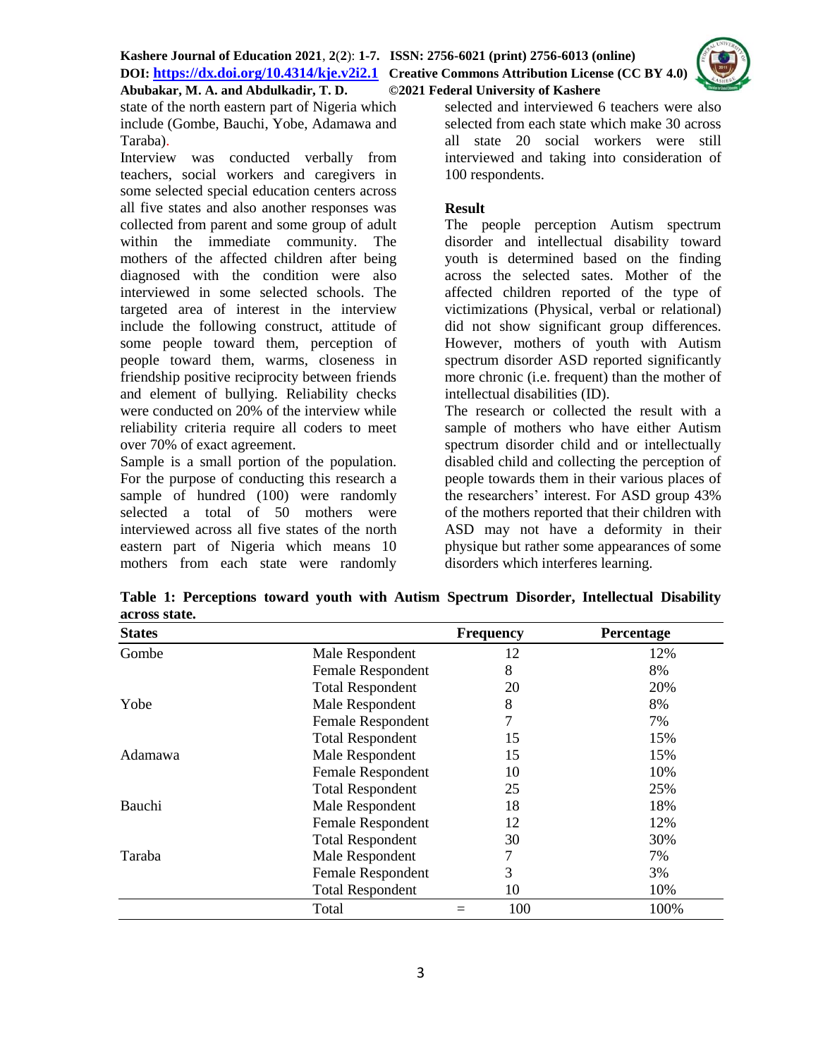state of the north eastern part of Nigeria which include (Gombe, Bauchi, Yobe, Adamawa and Taraba).

Interview was conducted verbally from teachers, social workers and caregivers in some selected special education centers across all five states and also another responses was collected from parent and some group of adult within the immediate community. The mothers of the affected children after being diagnosed with the condition were also interviewed in some selected schools. The targeted area of interest in the interview include the following construct, attitude of some people toward them, perception of people toward them, warms, closeness in friendship positive reciprocity between friends and element of bullying. Reliability checks were conducted on 20% of the interview while reliability criteria require all coders to meet over 70% of exact agreement.

Sample is a small portion of the population. For the purpose of conducting this research a sample of hundred (100) were randomly selected a total of 50 mothers were interviewed across all five states of the north eastern part of Nigeria which means 10 mothers from each state were randomly selected and interviewed 6 teachers were also selected from each state which make 30 across all state 20 social workers were still interviewed and taking into consideration of 100 respondents.

**Result**

The people perception Autism spectrum disorder and intellectual disability toward youth is determined based on the finding across the selected sates. Mother of the affected children reported of the type of victimizations (Physical, verbal or relational) did not show significant group differences. However, mothers of youth with Autism spectrum disorder ASD reported significantly more chronic (i.e. frequent) than the mother of intellectual disabilities (ID).

The research or collected the result with a sample of mothers who have either Autism spectrum disorder child and or intellectually disabled child and collecting the perception of people towards them in their various places of the researchers' interest. For ASD group 43% of the mothers reported that their children with ASD may not have a deformity in their physique but rather some appearances of some disorders which interferes learning.

**Table 1: Perceptions toward youth with Autism Spectrum Disorder, Intellectual Disability across state.**

| States | | Frequency | Percentage |
|---|---|---|---|
| Gombe | Male Respondent | 12 | 12% |
| | Female Respondent | 8 | 8% |
| | Total Respondent | 20 | 20% |
| Yobe | Male Respondent | 8 | 8% |
| | Female Respondent | 7 | 7% |
| | Total Respondent | 15 | 15% |
| Adamawa | Male Respondent | 15 | 15% |
| | Female Respondent | 10 | 10% |
| | Total Respondent | 25 | 25% |
| Bauchi | Male Respondent | 18 | 18% |
| | Female Respondent | 12 | 12% |
| | Total Respondent | 30 | 30% |
| Taraba | Male Respondent | 7 | 7% |
| | Female Respondent | 3 | 3% |
| | Total Respondent | 10 | 10% |
| | Total | = 100 | 100% |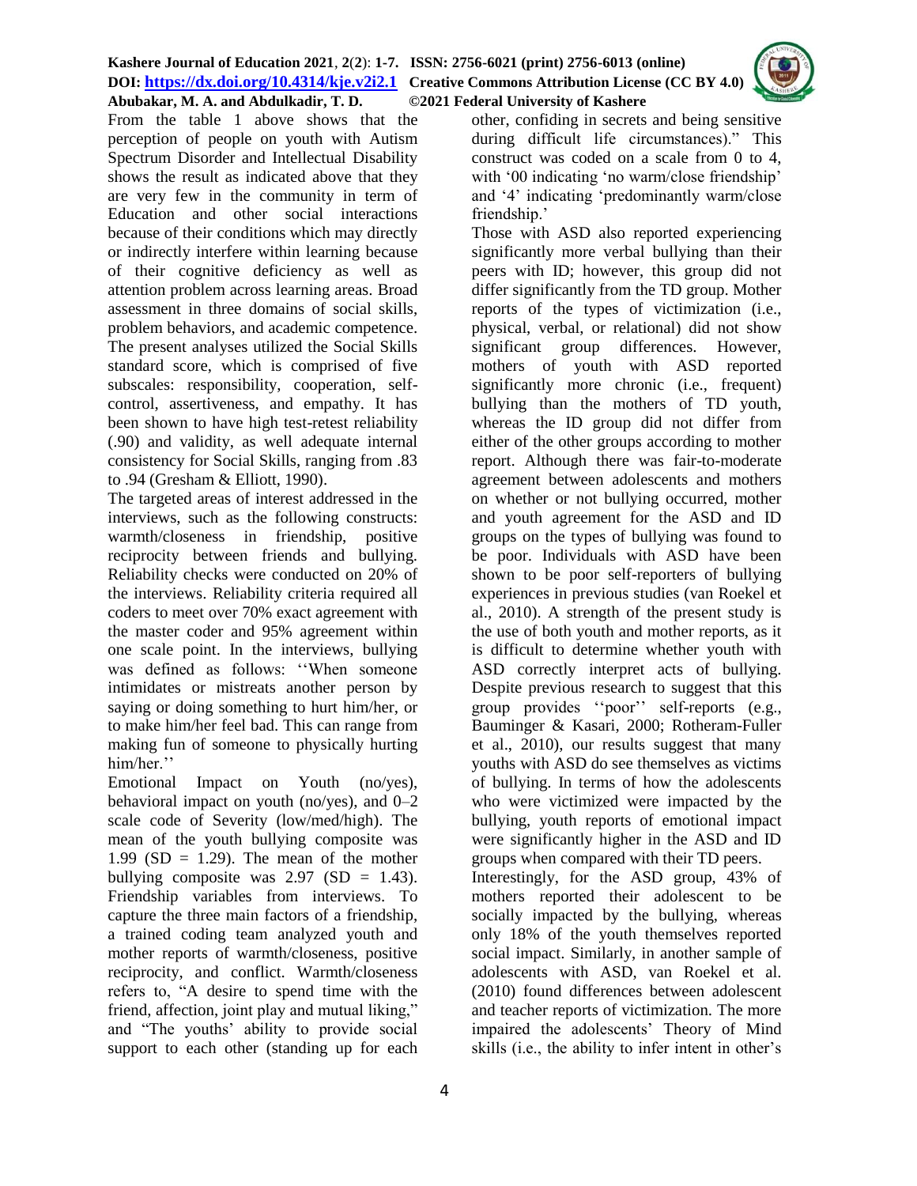From the table 1 above shows that the perception of people on youth with Autism Spectrum Disorder and Intellectual Disability shows the result as indicated above that they are very few in the community in term of Education and other social interactions because of their conditions which may directly or indirectly interfere within learning because of their cognitive deficiency as well as attention problem across learning areas. Broad assessment in three domains of social skills, problem behaviors, and academic competence. The present analyses utilized the Social Skills standard score, which is comprised of five subscales: responsibility, cooperation, self-control, assertiveness, and empathy. It has been shown to have high test-retest reliability (.90) and validity, as well adequate internal consistency for Social Skills, ranging from .83 to .94 (Gresham & Elliott, 1990).

The targeted areas of interest addressed in the interviews, such as the following constructs: warmth/closeness in friendship, positive reciprocity between friends and bullying. Reliability checks were conducted on 20% of the interviews. Reliability criteria required all coders to meet over 70% exact agreement with the master coder and 95% agreement within one scale point. In the interviews, bullying was defined as follows: ''When someone intimidates or mistreats another person by saying or doing something to hurt him/her, or to make him/her feel bad. This can range from making fun of someone to physically hurting him/her.''

Emotional Impact on Youth (no/yes), behavioral impact on youth (no/yes), and 0–2 scale code of Severity (low/med/high). The mean of the youth bullying composite was 1.99 (SD = 1.29). The mean of the mother bullying composite was 2.97 (SD = 1.43). Friendship variables from interviews. To capture the three main factors of a friendship, a trained coding team analyzed youth and mother reports of warmth/closeness, positive reciprocity, and conflict. Warmth/closeness refers to, "A desire to spend time with the friend, affection, joint play and mutual liking," and "The youths' ability to provide social support to each other (standing up for each other, confiding in secrets and being sensitive during difficult life circumstances)." This construct was coded on a scale from 0 to 4, with '00 indicating 'no warm/close friendship' and '4' indicating 'predominantly warm/close friendship.'

Those with ASD also reported experiencing significantly more verbal bullying than their peers with ID; however, this group did not differ significantly from the TD group. Mother reports of the types of victimization (i.e., physical, verbal, or relational) did not show significant group differences. However, mothers of youth with ASD reported significantly more chronic (i.e., frequent) bullying than the mothers of TD youth, whereas the ID group did not differ from either of the other groups according to mother report. Although there was fair-to-moderate agreement between adolescents and mothers on whether or not bullying occurred, mother and youth agreement for the ASD and ID groups on the types of bullying was found to be poor. Individuals with ASD have been shown to be poor self-reporters of bullying experiences in previous studies (van Roekel et al., 2010). A strength of the present study is the use of both youth and mother reports, as it is difficult to determine whether youth with ASD correctly interpret acts of bullying. Despite previous research to suggest that this group provides ''poor'' self-reports (e.g., Bauminger & Kasari, 2000; Rotheram-Fuller et al., 2010), our results suggest that many youths with ASD do see themselves as victims of bullying. In terms of how the adolescents who were victimized were impacted by the bullying, youth reports of emotional impact were significantly higher in the ASD and ID groups when compared with their TD peers.

Interestingly, for the ASD group, 43% of mothers reported their adolescent to be socially impacted by the bullying, whereas only 18% of the youth themselves reported social impact. Similarly, in another sample of adolescents with ASD, van Roekel et al. (2010) found differences between adolescent and teacher reports of victimization. The more impaired the adolescents' Theory of Mind skills (i.e., the ability to infer intent in other's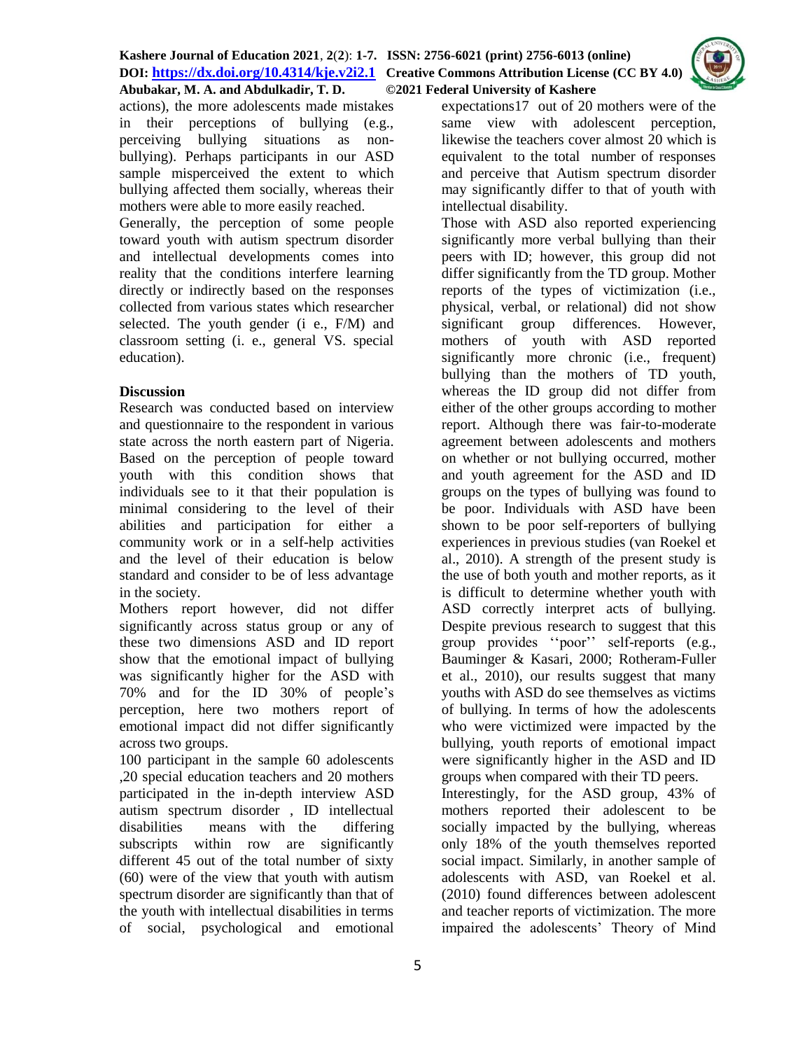actions), the more adolescents made mistakes in their perceptions of bullying (e.g., perceiving bullying situations as non-bullying). Perhaps participants in our ASD sample misperceived the extent to which bullying affected them socially, whereas their mothers were able to more easily reached.

Generally, the perception of some people toward youth with autism spectrum disorder and intellectual developments comes into reality that the conditions interfere learning directly or indirectly based on the responses collected from various states which researcher selected. The youth gender (i e., F/M) and classroom setting (i. e., general VS. special education).

## Discussion

Research was conducted based on interview and questionnaire to the respondent in various state across the north eastern part of Nigeria. Based on the perception of people toward youth with this condition shows that individuals see to it that their population is minimal considering to the level of their abilities and participation for either a community work or in a self-help activities and the level of their education is below standard and consider to be of less advantage in the society.

Mothers report however, did not differ significantly across status group or any of these two dimensions ASD and ID report show that the emotional impact of bullying was significantly higher for the ASD with 70% and for the ID 30% of people's perception, here two mothers report of emotional impact did not differ significantly across two groups.

100 participant in the sample 60 adolescents ,20 special education teachers and 20 mothers participated in the in-depth interview ASD autism spectrum disorder , ID intellectual disabilities means with the differing subscripts within row are significantly different 45 out of the total number of sixty (60) were of the view that youth with autism spectrum disorder are significantly than that of the youth with intellectual disabilities in terms of social, psychological and emotional expectations17 out of 20 mothers were of the same view with adolescent perception, likewise the teachers cover almost 20 which is equivalent to the total number of responses and perceive that Autism spectrum disorder may significantly differ to that of youth with intellectual disability.

Those with ASD also reported experiencing significantly more verbal bullying than their peers with ID; however, this group did not differ significantly from the TD group. Mother reports of the types of victimization (i.e., physical, verbal, or relational) did not show significant group differences. However, mothers of youth with ASD reported significantly more chronic (i.e., frequent) bullying than the mothers of TD youth, whereas the ID group did not differ from either of the other groups according to mother report. Although there was fair-to-moderate agreement between adolescents and mothers on whether or not bullying occurred, mother and youth agreement for the ASD and ID groups on the types of bullying was found to be poor. Individuals with ASD have been shown to be poor self-reporters of bullying experiences in previous studies (van Roekel et al., 2010). A strength of the present study is the use of both youth and mother reports, as it is difficult to determine whether youth with ASD correctly interpret acts of bullying. Despite previous research to suggest that this group provides ''poor'' self-reports (e.g., Bauminger & Kasari, 2000; Rotheram-Fuller et al., 2010), our results suggest that many youths with ASD do see themselves as victims of bullying. In terms of how the adolescents who were victimized were impacted by the bullying, youth reports of emotional impact were significantly higher in the ASD and ID groups when compared with their TD peers.

Interestingly, for the ASD group, 43% of mothers reported their adolescent to be socially impacted by the bullying, whereas only 18% of the youth themselves reported social impact. Similarly, in another sample of adolescents with ASD, van Roekel et al. (2010) found differences between adolescent and teacher reports of victimization. The more impaired the adolescents' Theory of Mind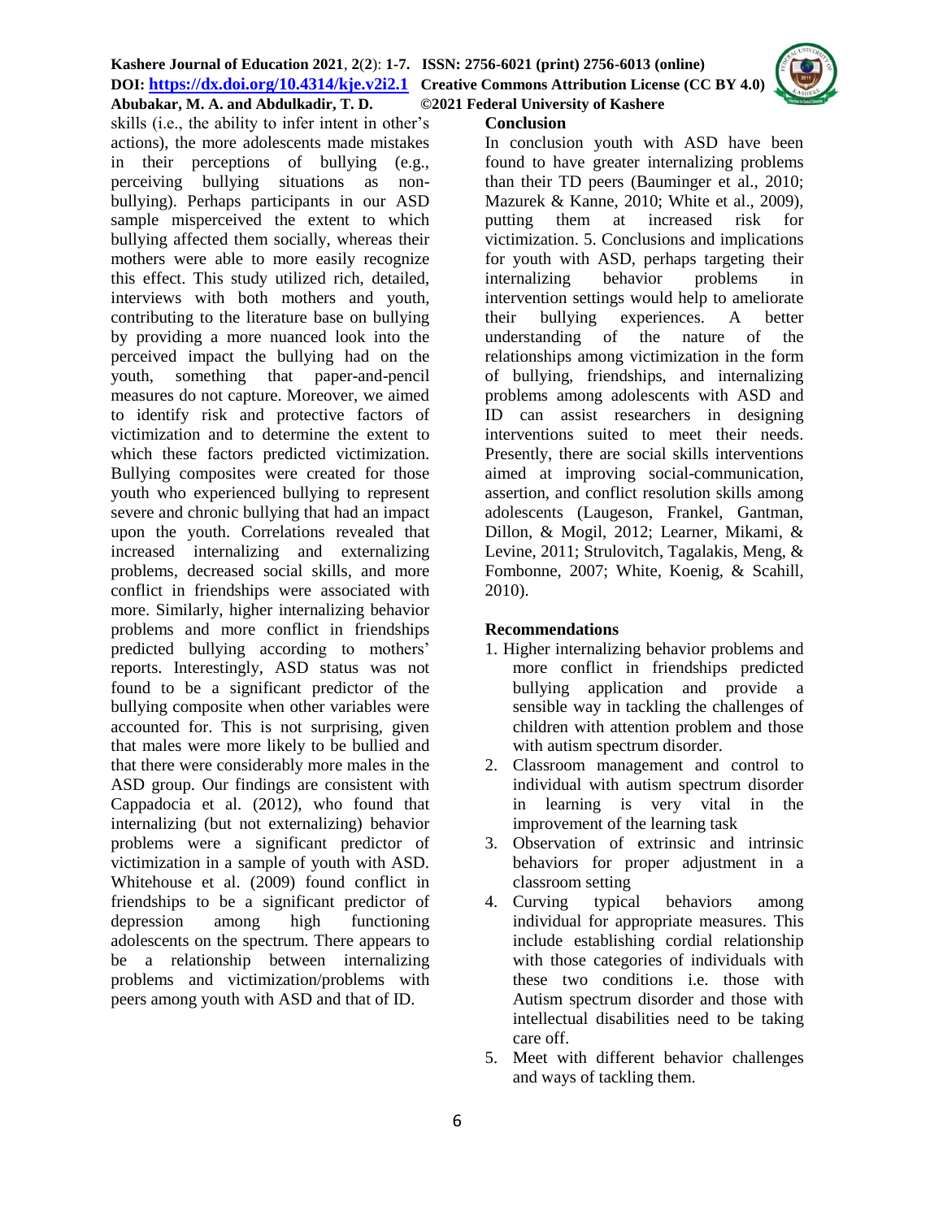skills (i.e., the ability to infer intent in other's actions), the more adolescents made mistakes in their perceptions of bullying (e.g., perceiving bullying situations as non-bullying). Perhaps participants in our ASD sample misperceived the extent to which bullying affected them socially, whereas their mothers were able to more easily recognize this effect. This study utilized rich, detailed, interviews with both mothers and youth, contributing to the literature base on bullying by providing a more nuanced look into the perceived impact the bullying had on the youth, something that paper-and-pencil measures do not capture. Moreover, we aimed to identify risk and protective factors of victimization and to determine the extent to which these factors predicted victimization. Bullying composites were created for those youth who experienced bullying to represent severe and chronic bullying that had an impact upon the youth. Correlations revealed that increased internalizing and externalizing problems, decreased social skills, and more conflict in friendships were associated with more. Similarly, higher internalizing behavior problems and more conflict in friendships predicted bullying according to mothers' reports. Interestingly, ASD status was not found to be a significant predictor of the bullying composite when other variables were accounted for. This is not surprising, given that males were more likely to be bullied and that there were considerably more males in the ASD group. Our findings are consistent with Cappadocia et al. (2012), who found that internalizing (but not externalizing) behavior problems were a significant predictor of victimization in a sample of youth with ASD. Whitehouse et al. (2009) found conflict in friendships to be a significant predictor of depression among high functioning adolescents on the spectrum. There appears to be a relationship between internalizing problems and victimization/problems with peers among youth with ASD and that of ID.

## Conclusion

In conclusion youth with ASD have been found to have greater internalizing problems than their TD peers (Bauminger et al., 2010; Mazurek & Kanne, 2010; White et al., 2009), putting them at increased risk for victimization. 5. Conclusions and implications for youth with ASD, perhaps targeting their internalizing behavior problems in intervention settings would help to ameliorate their bullying experiences. A better understanding of the nature of the relationships among victimization in the form of bullying, friendships, and internalizing problems among adolescents with ASD and ID can assist researchers in designing interventions suited to meet their needs. Presently, there are social skills interventions aimed at improving social-communication, assertion, and conflict resolution skills among adolescents (Laugeson, Frankel, Gantman, Dillon, & Mogil, 2012; Learner, Mikami, & Levine, 2011; Strulovitch, Tagalakis, Meng, & Fombonne, 2007; White, Koenig, & Scahill, 2010).

## Recommendations

1. Higher internalizing behavior problems and more conflict in friendships predicted bullying application and provide a sensible way in tackling the challenges of children with attention problem and those with autism spectrum disorder.
2. Classroom management and control to individual with autism spectrum disorder in learning is very vital in the improvement of the learning task
3. Observation of extrinsic and intrinsic behaviors for proper adjustment in a classroom setting
4. Curving typical behaviors among individual for appropriate measures. This include establishing cordial relationship with those categories of individuals with these two conditions i.e. those with Autism spectrum disorder and those with intellectual disabilities need to be taking care off.
5. Meet with different behavior challenges and ways of tackling them.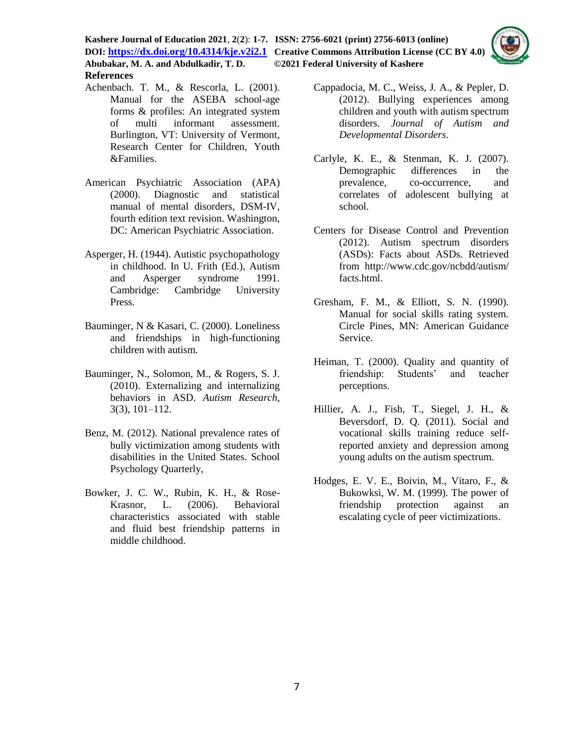## References

Achenbach. T. M., & Rescorla, L. (2001). Manual for the ASEBA school-age forms & profiles: An integrated system of multi informant assessment. Burlington, VT: University of Vermont, Research Center for Children, Youth &Families.

American Psychiatric Association (APA) (2000). Diagnostic and statistical manual of mental disorders, DSM-IV, fourth edition text revision. Washington, DC: American Psychiatric Association.

Asperger, H. (1944). Autistic psychopathology in childhood. In U. Frith (Ed.), Autism and Asperger syndrome 1991. Cambridge: Cambridge University Press.

Bauminger, N & Kasari, C. (2000). Loneliness and friendships in high-functioning children with autism.

Bauminger, N., Solomon, M., & Rogers, S. J. (2010). Externalizing and internalizing behaviors in ASD. *Autism Research*, 3(3), 101–112.

Benz, M. (2012). National prevalence rates of bully victimization among students with disabilities in the United States. School Psychology Quarterly,

Bowker, J. C. W., Rubin, K. H., & Rose-Krasnor, L. (2006). Behavioral characteristics associated with stable and fluid best friendship patterns in middle childhood.

Cappadocia, M. C., Weiss, J. A., & Pepler, D. (2012). Bullying experiences among children and youth with autism spectrum disorders. *Journal of Autism and Developmental Disorders*.

Carlyle, K. E., & Stenman, K. J. (2007). Demographic differences in the prevalence, co-occurrence, and correlates of adolescent bullying at school.

Centers for Disease Control and Prevention (2012). Autism spectrum disorders (ASDs): Facts about ASDs. Retrieved from http://www.cdc.gov/ncbdd/autism/facts.html.

Gresham, F. M., & Elliott, S. N. (1990). Manual for social skills rating system. Circle Pines, MN: American Guidance Service.

Heiman, T. (2000). Quality and quantity of friendship: Students' and teacher perceptions.

Hillier, A. J., Fish, T., Siegel, J. H., & Beversdorf, D. Q. (2011). Social and vocational skills training reduce self-reported anxiety and depression among young adults on the autism spectrum.

Hodges, E. V. E., Boivin, M., Vitaro, F., & Bukowksi, W. M. (1999). The power of friendship protection against an escalating cycle of peer victimizations.